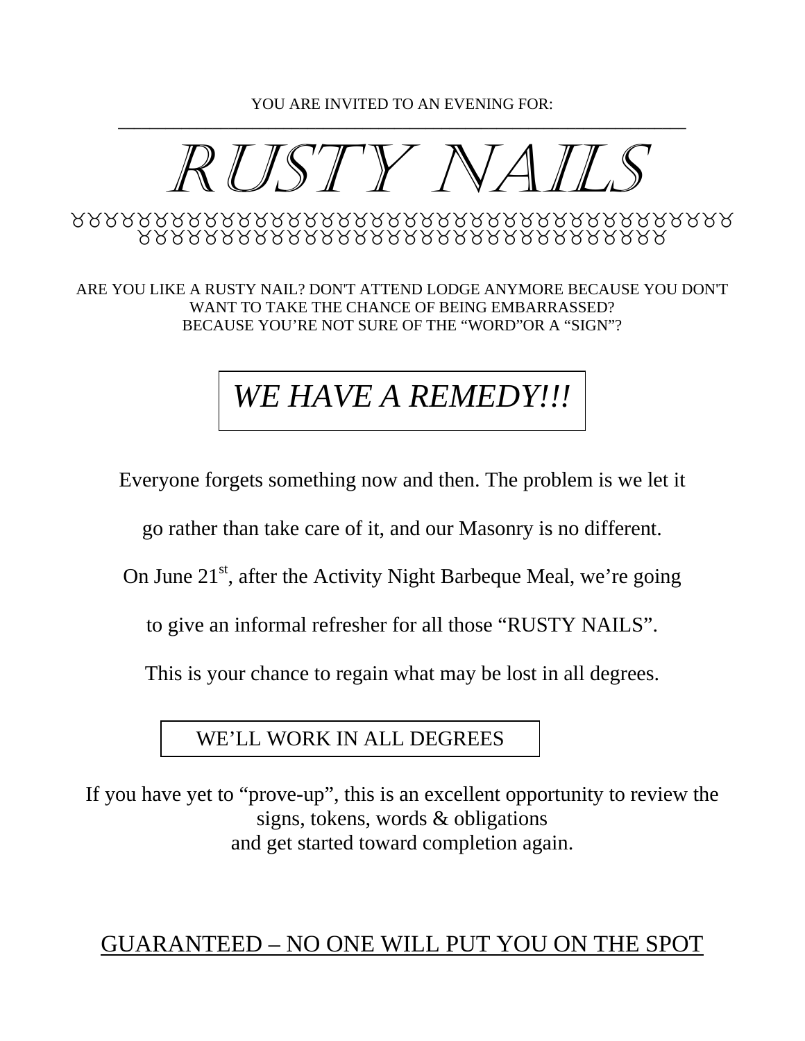YOU ARE INVITED TO AN EVENING FOR:

---

# RUSTY NAILS

ꝺꝺꝺꝺꝺꝺꝺꝺꝺꝺꝺꝺꝺꝺꝺꝺꝺꝺꝺꝺꝺꝺꝺꝺꝺꝺꝺꝺꝺꝺꝺꝺꝺꝺꝺꝺꝺꝺꝺꝺꝺꝺꝺꝺꝺꝺꝺꝺꝺꝺꝺꝺꝺꝺꝺꝺꝺꝺꝺꝺꝺꝺꝺꝺꝺꝺꝺꝺꝺꝺꝺꝺꝺꝺꝺꝺꝺꝺꝺ

ARE YOU LIKE A RUSTY NAIL? DON'T ATTEND LODGE ANYMORE BECAUSE YOU DON'T WANT TO TAKE THE CHANCE OF BEING EMBARRASSED?
BECAUSE YOU'RE NOT SURE OF THE "WORD"OR A "SIGN"?

## *WE HAVE A REMEDY!!!*

Everyone forgets something now and then. The problem is we let it go rather than take care of it, and our Masonry is no different.

On June 21st, after the Activity Night Barbeque Meal, we're going to give an informal refresher for all those "RUSTY NAILS".

This is your chance to regain what may be lost in all degrees.

WE'LL WORK IN ALL DEGREES

If you have yet to "prove-up", this is an excellent opportunity to review the signs, tokens, words & obligations
and get started toward completion again.

GUARANTEED – NO ONE WILL PUT YOU ON THE SPOT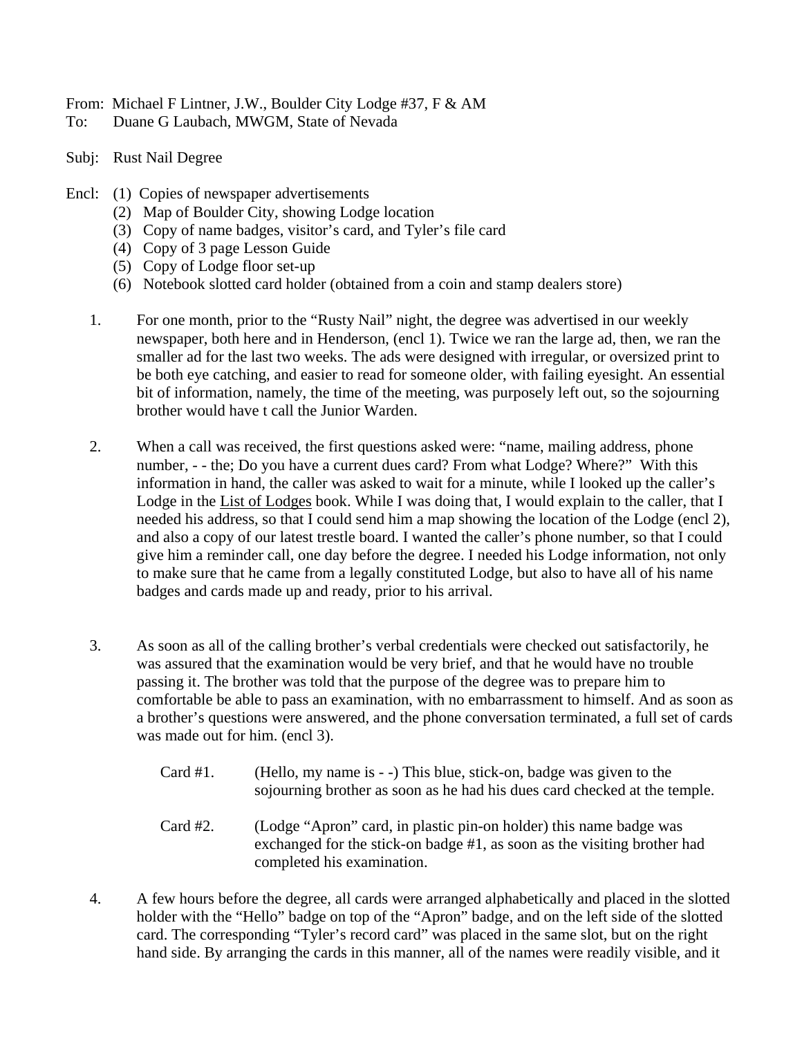From: Michael F Lintner, J.W., Boulder City Lodge #37, F & AM  
To: Duane G Laubach, MWGM, State of Nevada

Subj: Rust Nail Degree

Encl:
(1) Copies of newspaper advertisements
(2) Map of Boulder City, showing Lodge location
(3) Copy of name badges, visitor's card, and Tyler's file card
(4) Copy of 3 page Lesson Guide
(5) Copy of Lodge floor set-up
(6) Notebook slotted card holder (obtained from a coin and stamp dealers store)

1. For one month, prior to the "Rusty Nail" night, the degree was advertised in our weekly newspaper, both here and in Henderson, (encl 1). Twice we ran the large ad, then, we ran the smaller ad for the last two weeks. The ads were designed with irregular, or oversized print to be both eye catching, and easier to read for someone older, with failing eyesight. An essential bit of information, namely, the time of the meeting, was purposely left out, so the sojourning brother would have t call the Junior Warden.

2. When a call was received, the first questions asked were: "name, mailing address, phone number, - - the; Do you have a current dues card? From what Lodge? Where?" With this information in hand, the caller was asked to wait for a minute, while I looked up the caller's Lodge in the <u>List of Lodges</u> book. While I was doing that, I would explain to the caller, that I needed his address, so that I could send him a map showing the location of the Lodge (encl 2), and also a copy of our latest trestle board. I wanted the caller's phone number, so that I could give him a reminder call, one day before the degree. I needed his Lodge information, not only to make sure that he came from a legally constituted Lodge, but also to have all of his name badges and cards made up and ready, prior to his arrival.

3. As soon as all of the calling brother's verbal credentials were checked out satisfactorily, he was assured that the examination would be very brief, and that he would have no trouble passing it. The brother was told that the purpose of the degree was to prepare him to comfortable be able to pass an examination, with no embarrassment to himself. And as soon as a brother's questions were answered, and the phone conversation terminated, a full set of cards was made out for him. (encl 3).

   Card #1. (Hello, my name is - -) This blue, stick-on, badge was given to the sojourning brother as soon as he had his dues card checked at the temple.

   Card #2. (Lodge "Apron" card, in plastic pin-on holder) this name badge was exchanged for the stick-on badge #1, as soon as the visiting brother had completed his examination.

4. A few hours before the degree, all cards were arranged alphabetically and placed in the slotted holder with the "Hello" badge on top of the "Apron" badge, and on the left side of the slotted card. The corresponding "Tyler's record card" was placed in the same slot, but on the right hand side. By arranging the cards in this manner, all of the names were readily visible, and it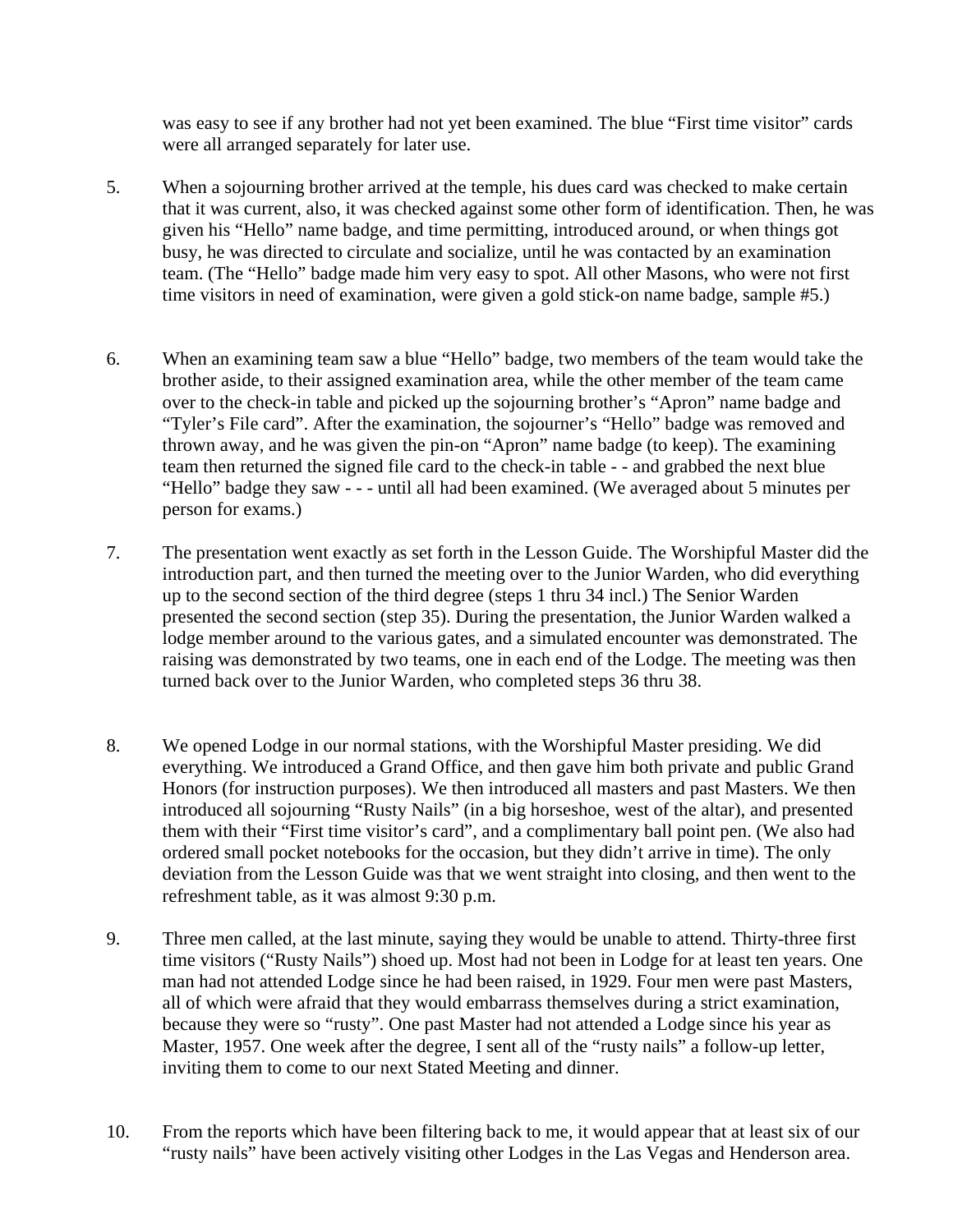was easy to see if any brother had not yet been examined. The blue "First time visitor" cards were all arranged separately for later use.

5. When a sojourning brother arrived at the temple, his dues card was checked to make certain that it was current, also, it was checked against some other form of identification. Then, he was given his "Hello" name badge, and time permitting, introduced around, or when things got busy, he was directed to circulate and socialize, until he was contacted by an examination team. (The "Hello" badge made him very easy to spot. All other Masons, who were not first time visitors in need of examination, were given a gold stick-on name badge, sample #5.)

6. When an examining team saw a blue "Hello" badge, two members of the team would take the brother aside, to their assigned examination area, while the other member of the team came over to the check-in table and picked up the sojourning brother's "Apron" name badge and "Tyler's File card". After the examination, the sojourner's "Hello" badge was removed and thrown away, and he was given the pin-on "Apron" name badge (to keep). The examining team then returned the signed file card to the check-in table - - and grabbed the next blue "Hello" badge they saw - - - until all had been examined. (We averaged about 5 minutes per person for exams.)

7. The presentation went exactly as set forth in the Lesson Guide. The Worshipful Master did the introduction part, and then turned the meeting over to the Junior Warden, who did everything up to the second section of the third degree (steps 1 thru 34 incl.) The Senior Warden presented the second section (step 35). During the presentation, the Junior Warden walked a lodge member around to the various gates, and a simulated encounter was demonstrated. The raising was demonstrated by two teams, one in each end of the Lodge. The meeting was then turned back over to the Junior Warden, who completed steps 36 thru 38.

8. We opened Lodge in our normal stations, with the Worshipful Master presiding. We did everything. We introduced a Grand Office, and then gave him both private and public Grand Honors (for instruction purposes). We then introduced all masters and past Masters. We then introduced all sojourning "Rusty Nails" (in a big horseshoe, west of the altar), and presented them with their "First time visitor's card", and a complimentary ball point pen. (We also had ordered small pocket notebooks for the occasion, but they didn't arrive in time). The only deviation from the Lesson Guide was that we went straight into closing, and then went to the refreshment table, as it was almost 9:30 p.m.

9. Three men called, at the last minute, saying they would be unable to attend. Thirty-three first time visitors ("Rusty Nails") shoed up. Most had not been in Lodge for at least ten years. One man had not attended Lodge since he had been raised, in 1929. Four men were past Masters, all of which were afraid that they would embarrass themselves during a strict examination, because they were so "rusty". One past Master had not attended a Lodge since his year as Master, 1957. One week after the degree, I sent all of the "rusty nails" a follow-up letter, inviting them to come to our next Stated Meeting and dinner.

10. From the reports which have been filtering back to me, it would appear that at least six of our "rusty nails" have been actively visiting other Lodges in the Las Vegas and Henderson area.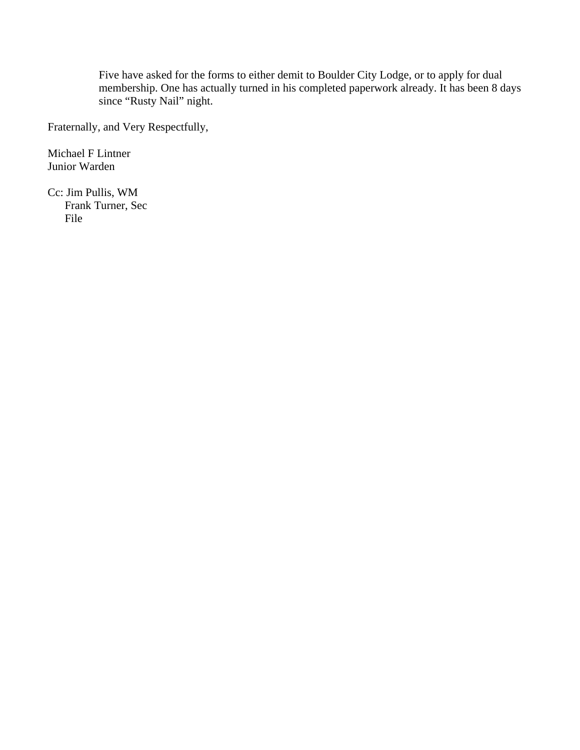Five have asked for the forms to either demit to Boulder City Lodge, or to apply for dual membership. One has actually turned in his completed paperwork already. It has been 8 days since “Rusty Nail” night.

Fraternally, and Very Respectfully,

Michael F Lintner
Junior Warden

Cc: Jim Pullis, WM
Frank Turner, Sec
File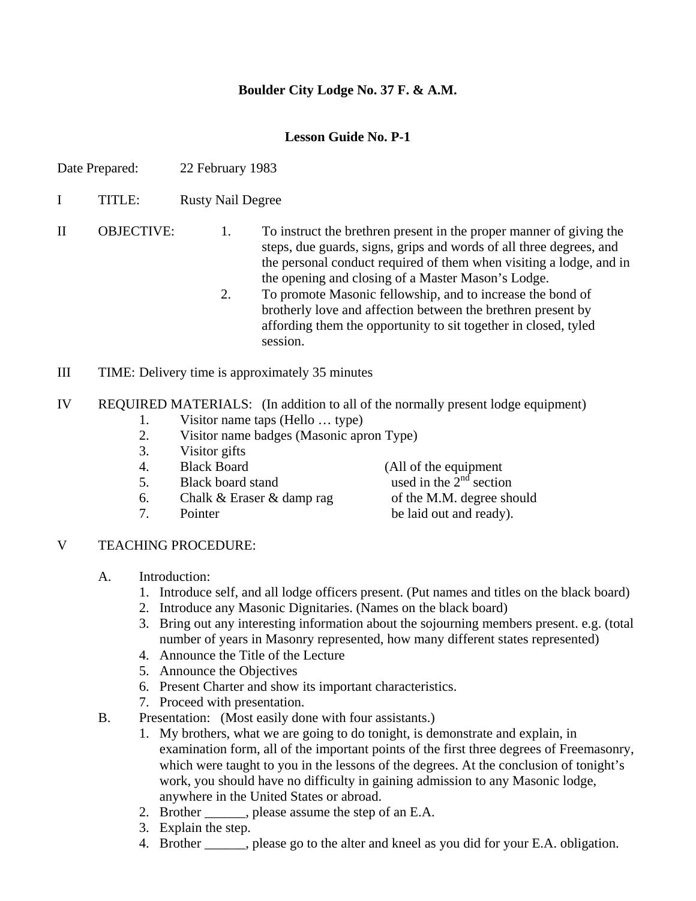**Boulder City Lodge No. 37 F. & A.M.**

**Lesson Guide No. P-1**

Date Prepared: 22 February 1983

I TITLE: Rusty Nail Degree

II OBJECTIVE:

1. To instruct the brethren present in the proper manner of giving the steps, due guards, signs, grips and words of all three degrees, and the personal conduct required of them when visiting a lodge, and in the opening and closing of a Master Mason's Lodge.
2. To promote Masonic fellowship, and to increase the bond of brotherly love and affection between the brethren present by affording them the opportunity to sit together in closed, tyled session.

III TIME: Delivery time is approximately 35 minutes

IV REQUIRED MATERIALS: (In addition to all of the normally present lodge equipment)

1. Visitor name taps (Hello … type)
2. Visitor name badges (Masonic apron Type)
3. Visitor gifts
4. Black Board
5. Black board stand
6. Chalk & Eraser & damp rag
7. Pointer

(All of the equipment used in the 2nd section of the M.M. degree should be laid out and ready).

V TEACHING PROCEDURE:

A. Introduction:
   1. Introduce self, and all lodge officers present. (Put names and titles on the black board)
   2. Introduce any Masonic Dignitaries. (Names on the black board)
   3. Bring out any interesting information about the sojourning members present. e.g. (total number of years in Masonry represented, how many different states represented)
   4. Announce the Title of the Lecture
   5. Announce the Objectives
   6. Present Charter and show its important characteristics.
   7. Proceed with presentation.

B. Presentation: (Most easily done with four assistants.)
   1. My brothers, what we are going to do tonight, is demonstrate and explain, in examination form, all of the important points of the first three degrees of Freemasonry, which were taught to you in the lessons of the degrees. At the conclusion of tonight's work, you should have no difficulty in gaining admission to any Masonic lodge, anywhere in the United States or abroad.
   2. Brother ______, please assume the step of an E.A.
   3. Explain the step.
   4. Brother ______, please go to the alter and kneel as you did for your E.A. obligation.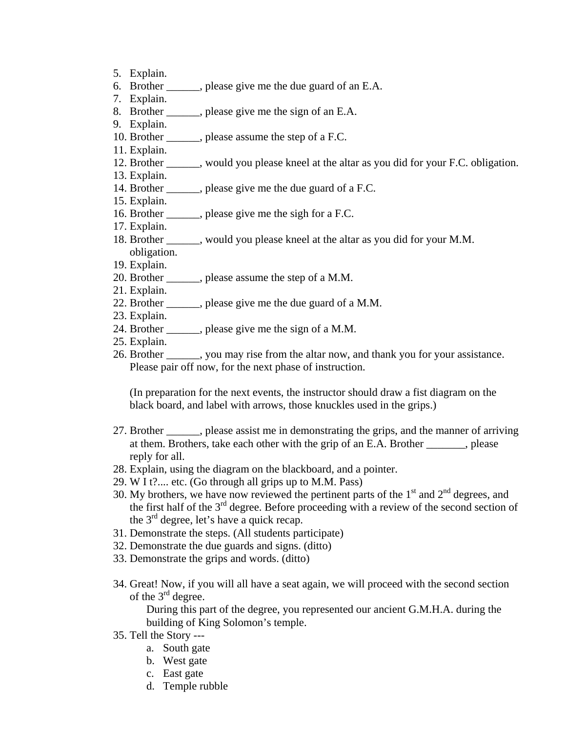5. Explain.
6. Brother ______, please give me the due guard of an E.A.
7. Explain.
8. Brother ______, please give me the sign of an E.A.
9. Explain.
10. Brother ______, please assume the step of a F.C.
11. Explain.
12. Brother ______, would you please kneel at the altar as you did for your F.C. obligation.
13. Explain.
14. Brother ______, please give me the due guard of a F.C.
15. Explain.
16. Brother ______, please give me the sigh for a F.C.
17. Explain.
18. Brother ______, would you please kneel at the altar as you did for your M.M. obligation.
19. Explain.
20. Brother ______, please assume the step of a M.M.
21. Explain.
22. Brother ______, please give me the due guard of a M.M.
23. Explain.
24. Brother ______, please give me the sign of a M.M.
25. Explain.
26. Brother ______, you may rise from the altar now, and thank you for your assistance. Please pair off now, for the next phase of instruction.

    (In preparation for the next events, the instructor should draw a fist diagram on the black board, and label with arrows, those knuckles used in the grips.)

27. Brother ______, please assist me in demonstrating the grips, and the manner of arriving at them. Brothers, take each other with the grip of an E.A. Brother _______, please reply for all.
28. Explain, using the diagram on the blackboard, and a pointer.
29. W I t?.... etc. (Go through all grips up to M.M. Pass)
30. My brothers, we have now reviewed the pertinent parts of the 1st and 2nd degrees, and the first half of the 3rd degree. Before proceeding with a review of the second section of the 3rd degree, let's have a quick recap.
31. Demonstrate the steps. (All students participate)
32. Demonstrate the due guards and signs. (ditto)
33. Demonstrate the grips and words. (ditto)

34. Great! Now, if you will all have a seat again, we will proceed with the second section of the 3rd degree.

    During this part of the degree, you represented our ancient G.M.H.A. during the building of King Solomon's temple.

35. Tell the Story ---
    a. South gate
    b. West gate
    c. East gate
    d. Temple rubble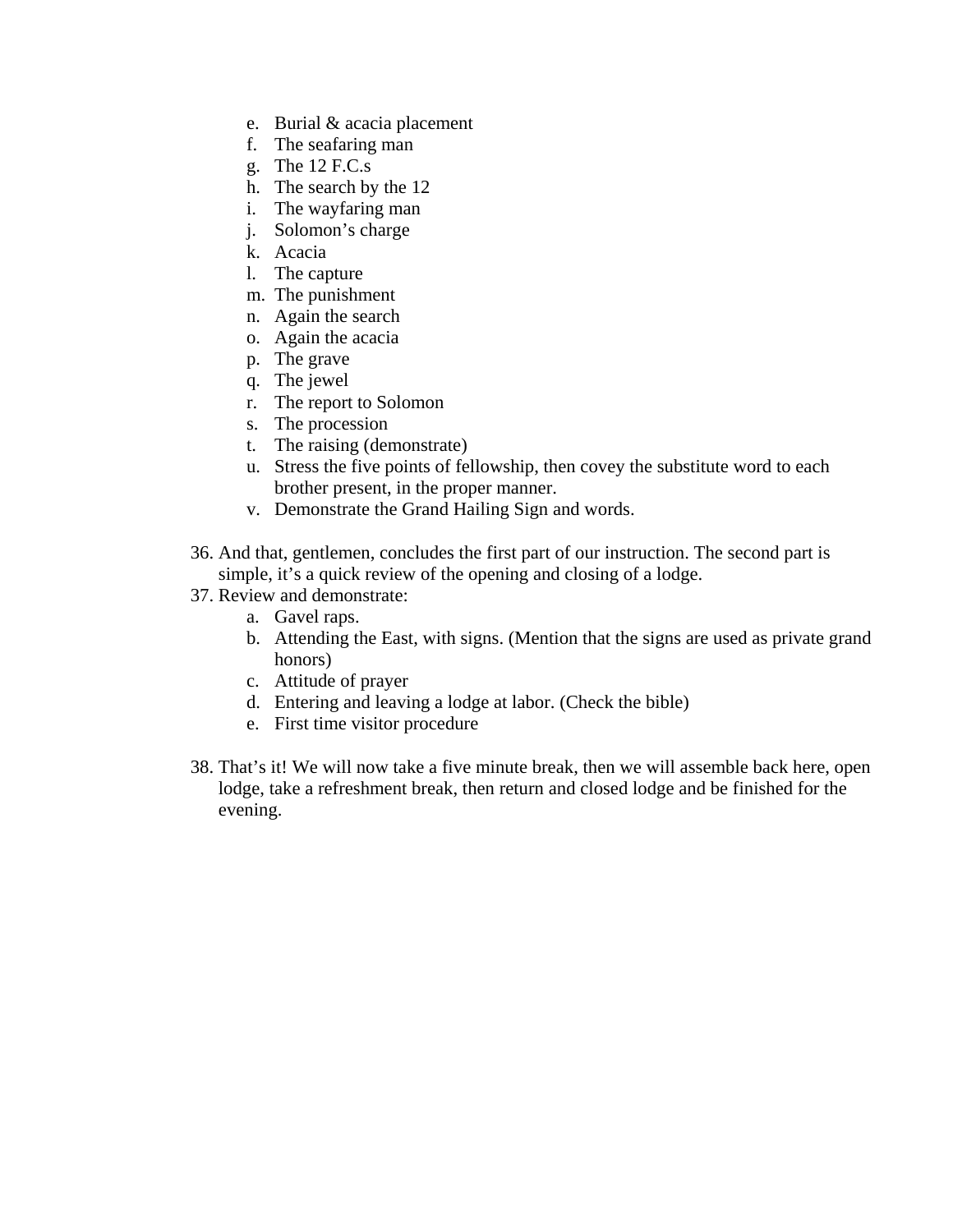e. Burial & acacia placement
   f. The seafaring man
   g. The 12 F.C.s
   h. The search by the 12
   i. The wayfaring man
   j. Solomon's charge
   k. Acacia
   l. The capture
   m. The punishment
   n. Again the search
   o. Again the acacia
   p. The grave
   q. The jewel
   r. The report to Solomon
   s. The procession
   t. The raising (demonstrate)
   u. Stress the five points of fellowship, then covey the substitute word to each brother present, in the proper manner.
   v. Demonstrate the Grand Hailing Sign and words.

36. And that, gentlemen, concludes the first part of our instruction. The second part is simple, it's a quick review of the opening and closing of a lodge.
37. Review and demonstrate:
    a. Gavel raps.
    b. Attending the East, with signs. (Mention that the signs are used as private grand honors)
    c. Attitude of prayer
    d. Entering and leaving a lodge at labor. (Check the bible)
    e. First time visitor procedure

38. That's it! We will now take a five minute break, then we will assemble back here, open lodge, take a refreshment break, then return and closed lodge and be finished for the evening.